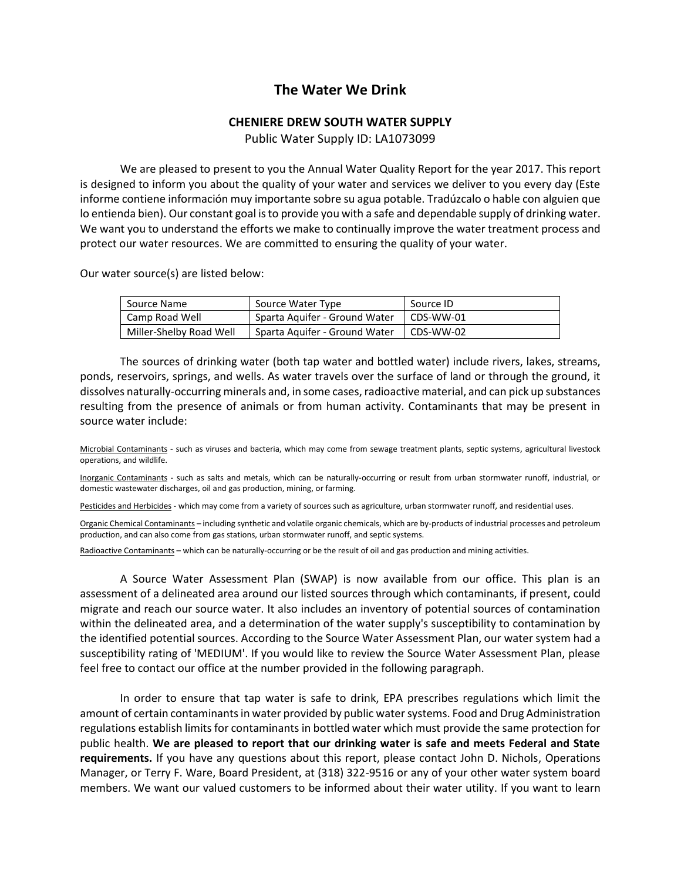# The Water We Drink

## CHENIERE DREW SOUTH WATER SUPPLY

Public Water Supply ID: LA1073099

We are pleased to present to you the Annual Water Quality Report for the year 2017. This report is designed to inform you about the quality of your water and services we deliver to you every day (Este informe contiene información muy importante sobre su agua potable. Tradúzcalo o hable con alguien que lo entienda bien). Our constant goal is to provide you with a safe and dependable supply of drinking water. We want you to understand the efforts we make to continually improve the water treatment process and protect our water resources. We are committed to ensuring the quality of your water.

Our water source(s) are listed below:

| Source Name | Source Water Type | Source ID |
|---|---|---|
| Camp Road Well | Sparta Aquifer - Ground Water | CDS-WW-01 |
| Miller-Shelby Road Well | Sparta Aquifer - Ground Water | CDS-WW-02 |

The sources of drinking water (both tap water and bottled water) include rivers, lakes, streams, ponds, reservoirs, springs, and wells. As water travels over the surface of land or through the ground, it dissolves naturally-occurring minerals and, in some cases, radioactive material, and can pick up substances resulting from the presence of animals or from human activity. Contaminants that may be present in source water include:

Microbial Contaminants - such as viruses and bacteria, which may come from sewage treatment plants, septic systems, agricultural livestock operations, and wildlife.

Inorganic Contaminants - such as salts and metals, which can be naturally-occurring or result from urban stormwater runoff, industrial, or domestic wastewater discharges, oil and gas production, mining, or farming.

Pesticides and Herbicides - which may come from a variety of sources such as agriculture, urban stormwater runoff, and residential uses.

Organic Chemical Contaminants – including synthetic and volatile organic chemicals, which are by-products of industrial processes and petroleum production, and can also come from gas stations, urban stormwater runoff, and septic systems.

Radioactive Contaminants – which can be naturally-occurring or be the result of oil and gas production and mining activities.

A Source Water Assessment Plan (SWAP) is now available from our office. This plan is an assessment of a delineated area around our listed sources through which contaminants, if present, could migrate and reach our source water. It also includes an inventory of potential sources of contamination within the delineated area, and a determination of the water supply's susceptibility to contamination by the identified potential sources. According to the Source Water Assessment Plan, our water system had a susceptibility rating of 'MEDIUM'. If you would like to review the Source Water Assessment Plan, please feel free to contact our office at the number provided in the following paragraph.

In order to ensure that tap water is safe to drink, EPA prescribes regulations which limit the amount of certain contaminants in water provided by public water systems. Food and Drug Administration regulations establish limits for contaminants in bottled water which must provide the same protection for public health. **We are pleased to report that our drinking water is safe and meets Federal and State requirements.** If you have any questions about this report, please contact John D. Nichols, Operations Manager, or Terry F. Ware, Board President, at (318) 322-9516 or any of your other water system board members. We want our valued customers to be informed about their water utility. If you want to learn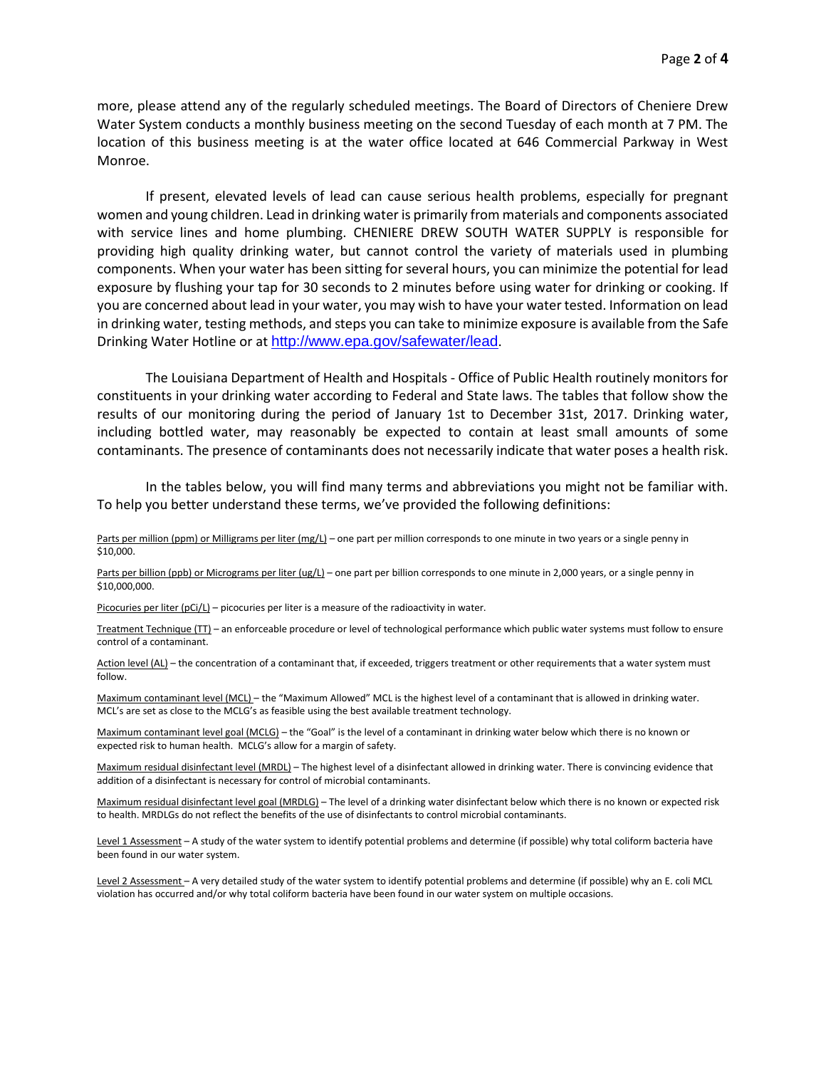more, please attend any of the regularly scheduled meetings. The Board of Directors of Cheniere Drew Water System conducts a monthly business meeting on the second Tuesday of each month at 7 PM. The location of this business meeting is at the water office located at 646 Commercial Parkway in West Monroe.

If present, elevated levels of lead can cause serious health problems, especially for pregnant women and young children. Lead in drinking water is primarily from materials and components associated with service lines and home plumbing. CHENIERE DREW SOUTH WATER SUPPLY is responsible for providing high quality drinking water, but cannot control the variety of materials used in plumbing components. When your water has been sitting for several hours, you can minimize the potential for lead exposure by flushing your tap for 30 seconds to 2 minutes before using water for drinking or cooking. If you are concerned about lead in your water, you may wish to have your water tested. Information on lead in drinking water, testing methods, and steps you can take to minimize exposure is available from the Safe Drinking Water Hotline or at http://www.epa.gov/safewater/lead.

The Louisiana Department of Health and Hospitals - Office of Public Health routinely monitors for constituents in your drinking water according to Federal and State laws. The tables that follow show the results of our monitoring during the period of January 1st to December 31st, 2017. Drinking water, including bottled water, may reasonably be expected to contain at least small amounts of some contaminants. The presence of contaminants does not necessarily indicate that water poses a health risk.

In the tables below, you will find many terms and abbreviations you might not be familiar with. To help you better understand these terms, we've provided the following definitions:

Parts per million (ppm) or Milligrams per liter (mg/L) – one part per million corresponds to one minute in two years or a single penny in $10,000.

Parts per billion (ppb) or Micrograms per liter (ug/L) – one part per billion corresponds to one minute in 2,000 years, or a single penny in $10,000,000.

Picocuries per liter (pCi/L) – picocuries per liter is a measure of the radioactivity in water.

Treatment Technique (TT) – an enforceable procedure or level of technological performance which public water systems must follow to ensure control of a contaminant.

Action level (AL) – the concentration of a contaminant that, if exceeded, triggers treatment or other requirements that a water system must follow.

Maximum contaminant level (MCL) – the "Maximum Allowed" MCL is the highest level of a contaminant that is allowed in drinking water. MCL's are set as close to the MCLG's as feasible using the best available treatment technology.

Maximum contaminant level goal (MCLG) – the "Goal" is the level of a contaminant in drinking water below which there is no known or expected risk to human health. MCLG's allow for a margin of safety.

Maximum residual disinfectant level (MRDL) – The highest level of a disinfectant allowed in drinking water. There is convincing evidence that addition of a disinfectant is necessary for control of microbial contaminants.

Maximum residual disinfectant level goal (MRDLG) – The level of a drinking water disinfectant below which there is no known or expected risk to health. MRDLGs do not reflect the benefits of the use of disinfectants to control microbial contaminants.

Level 1 Assessment – A study of the water system to identify potential problems and determine (if possible) why total coliform bacteria have been found in our water system.

Level 2 Assessment – A very detailed study of the water system to identify potential problems and determine (if possible) why an E. coli MCL violation has occurred and/or why total coliform bacteria have been found in our water system on multiple occasions.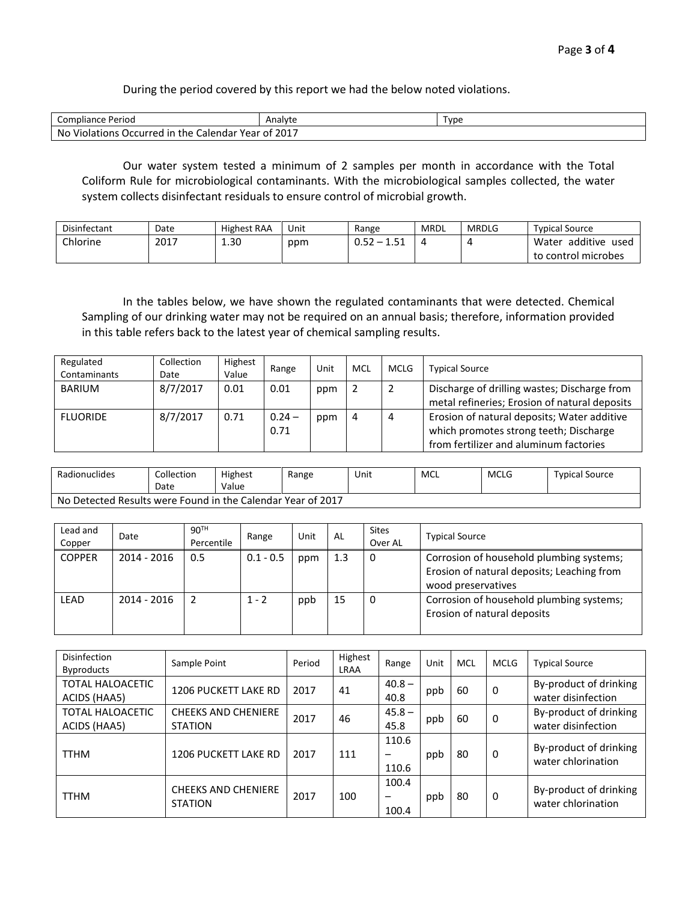During the period covered by this report we had the below noted violations.

| Compliance Period | Analyte | Type |
|---|---|---|
| No Violations Occurred in the Calendar Year of 2017 | | |

Our water system tested a minimum of 2 samples per month in accordance with the Total Coliform Rule for microbiological contaminants. With the microbiological samples collected, the water system collects disinfectant residuals to ensure control of microbial growth.

| Disinfectant | Date | Highest RAA | Unit | Range | MRDL | MRDLG | Typical Source |
|---|---|---|---|---|---|---|---|
| Chlorine | 2017 | 1.30 | ppm | 0.52 – 1.51 | 4 | 4 | Water additive used to control microbes |

In the tables below, we have shown the regulated contaminants that were detected. Chemical Sampling of our drinking water may not be required on an annual basis; therefore, information provided in this table refers back to the latest year of chemical sampling results.

| Regulated Contaminants | Collection Date | Highest Value | Range | Unit | MCL | MCLG | Typical Source |
|---|---|---|---|---|---|---|---|
| BARIUM | 8/7/2017 | 0.01 | 0.01 | ppm | 2 | 2 | Discharge of drilling wastes; Discharge from metal refineries; Erosion of natural deposits |
| FLUORIDE | 8/7/2017 | 0.71 | 0.24 – 0.71 | ppm | 4 | 4 | Erosion of natural deposits; Water additive which promotes strong teeth; Discharge from fertilizer and aluminum factories |

| Radionuclides | Collection Date | Highest Value | Range | Unit | MCL | MCLG | Typical Source |
|---|---|---|---|---|---|---|---|
| No Detected Results were Found in the Calendar Year of 2017 | | | | | | | |

| Lead and Copper | Date | 90TH Percentile | Range | Unit | AL | Sites Over AL | Typical Source |
|---|---|---|---|---|---|---|---|
| COPPER | 2014 - 2016 | 0.5 | 0.1 - 0.5 | ppm | 1.3 | 0 | Corrosion of household plumbing systems; Erosion of natural deposits; Leaching from wood preservatives |
| LEAD | 2014 - 2016 | 2 | 1 - 2 | ppb | 15 | 0 | Corrosion of household plumbing systems; Erosion of natural deposits |

| Disinfection Byproducts | Sample Point | Period | Highest LRAA | Range | Unit | MCL | MCLG | Typical Source |
|---|---|---|---|---|---|---|---|---|
| TOTAL HALOACETIC ACIDS (HAA5) | 1206 PUCKETT LAKE RD | 2017 | 41 | 40.8 – 40.8 | ppb | 60 | 0 | By-product of drinking water disinfection |
| TOTAL HALOACETIC ACIDS (HAA5) | CHEEKS AND CHENIERE STATION | 2017 | 46 | 45.8 – 45.8 | ppb | 60 | 0 | By-product of drinking water disinfection |
| TTHM | 1206 PUCKETT LAKE RD | 2017 | 111 | 110.6 – 110.6 | ppb | 80 | 0 | By-product of drinking water chlorination |
| TTHM | CHEEKS AND CHENIERE STATION | 2017 | 100 | 100.4 – 100.4 | ppb | 80 | 0 | By-product of drinking water chlorination |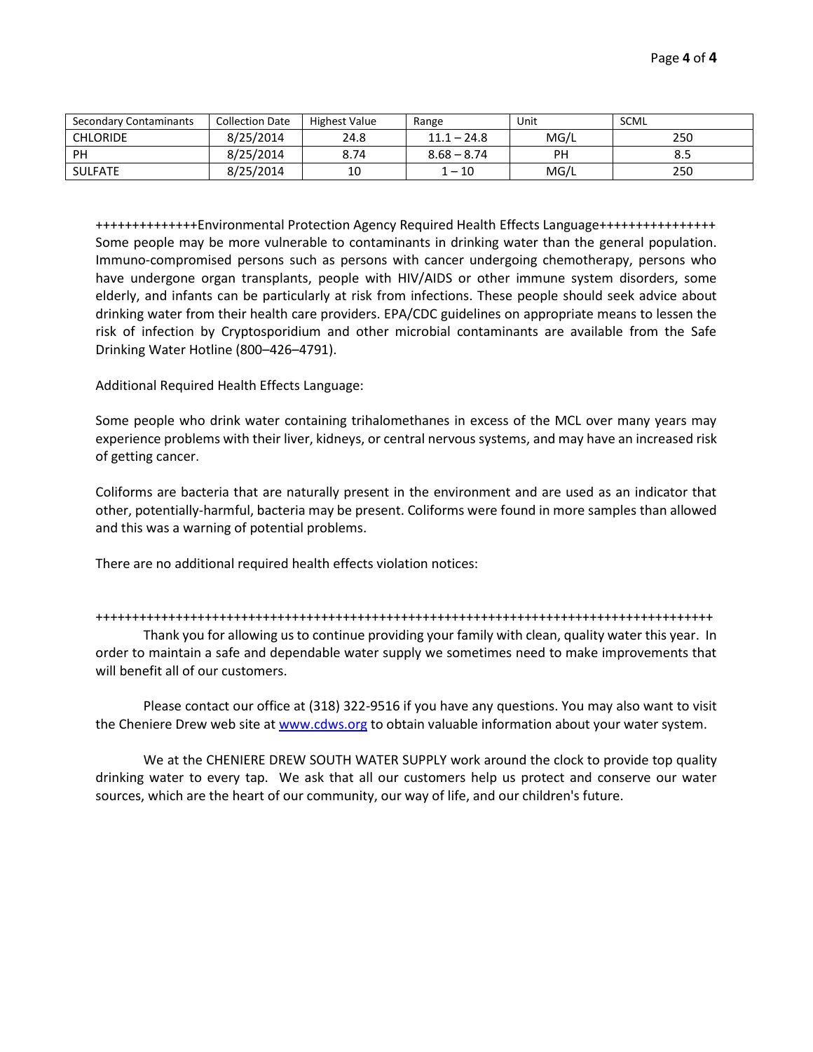| Secondary Contaminants | Collection Date | Highest Value | Range | Unit | SCML |
|---|---|---|---|---|---|
| CHLORIDE | 8/25/2014 | 24.8 | 11.1 – 24.8 | MG/L | 250 |
| PH | 8/25/2014 | 8.74 | 8.68 – 8.74 | PH | 8.5 |
| SULFATE | 8/25/2014 | 10 | 1 – 10 | MG/L | 250 |

++++++++++++++Environmental Protection Agency Required Health Effects Language++++++++++++++++
Some people may be more vulnerable to contaminants in drinking water than the general population. Immuno-compromised persons such as persons with cancer undergoing chemotherapy, persons who have undergone organ transplants, people with HIV/AIDS or other immune system disorders, some elderly, and infants can be particularly at risk from infections. These people should seek advice about drinking water from their health care providers. EPA/CDC guidelines on appropriate means to lessen the risk of infection by Cryptosporidium and other microbial contaminants are available from the Safe Drinking Water Hotline (800–426–4791).

Additional Required Health Effects Language:

Some people who drink water containing trihalomethanes in excess of the MCL over many years may experience problems with their liver, kidneys, or central nervous systems, and may have an increased risk of getting cancer.

Coliforms are bacteria that are naturally present in the environment and are used as an indicator that other, potentially-harmful, bacteria may be present. Coliforms were found in more samples than allowed and this was a warning of potential problems.

There are no additional required health effects violation notices:

+++++++++++++++++++++++++++++++++++++++++++++++++++++++++++++++++++++++++++++++++++++++++++

Thank you for allowing us to continue providing your family with clean, quality water this year. In order to maintain a safe and dependable water supply we sometimes need to make improvements that will benefit all of our customers.

Please contact our office at (318) 322-9516 if you have any questions. You may also want to visit the Cheniere Drew web site at [www.cdws.org](http://www.cdws.org) to obtain valuable information about your water system.

We at the CHENIERE DREW SOUTH WATER SUPPLY work around the clock to provide top quality drinking water to every tap. We ask that all our customers help us protect and conserve our water sources, which are the heart of our community, our way of life, and our children's future.